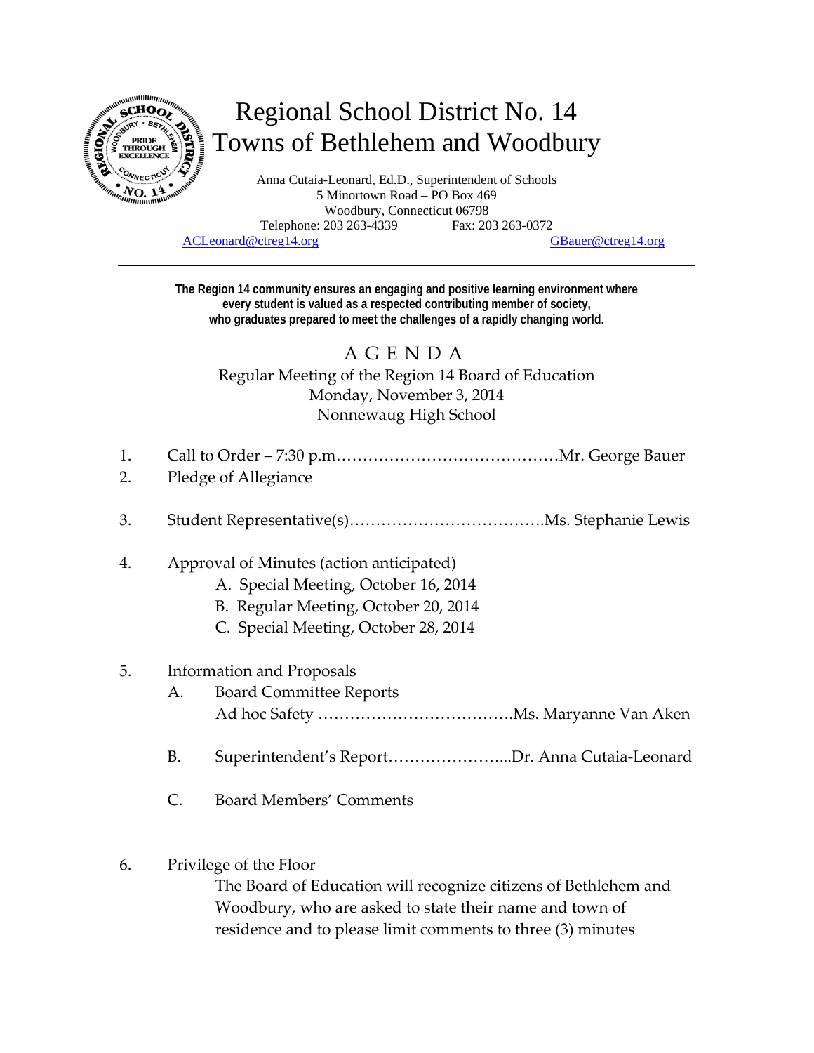# Regional School District No. 14
# Towns of Bethlehem and Woodbury

Anna Cutaia-Leonard, Ed.D., Superintendent of Schools
5 Minortown Road – PO Box 469
Woodbury, Connecticut 06798
Telephone: 203 263-4339 Fax: 203 263-0372
ACLeonard@ctreg14.org GBauer@ctreg14.org

---

**The Region 14 community ensures an engaging and positive learning environment where every student is valued as a respected contributing member of society, who graduates prepared to meet the challenges of a rapidly changing world.**

## A G E N D A

Regular Meeting of the Region 14 Board of Education
Monday, November 3, 2014
Nonnewaug High School

1. Call to Order – 7:30 p.m.……………………………………Mr. George Bauer
2. Pledge of Allegiance
3. Student Representative(s)……………………………….Ms. Stephanie Lewis
4. Approval of Minutes (action anticipated)
   - A. Special Meeting, October 16, 2014
   - B. Regular Meeting, October 20, 2014
   - C. Special Meeting, October 28, 2014
5. Information and Proposals
   - A. Board Committee Reports
     Ad hoc Safety ……………………………….Ms. Maryanne Van Aken
   - B. Superintendent's Report…………………...Dr. Anna Cutaia-Leonard
   - C. Board Members' Comments
6. Privilege of the Floor
   The Board of Education will recognize citizens of Bethlehem and Woodbury, who are asked to state their name and town of residence and to please limit comments to three (3) minutes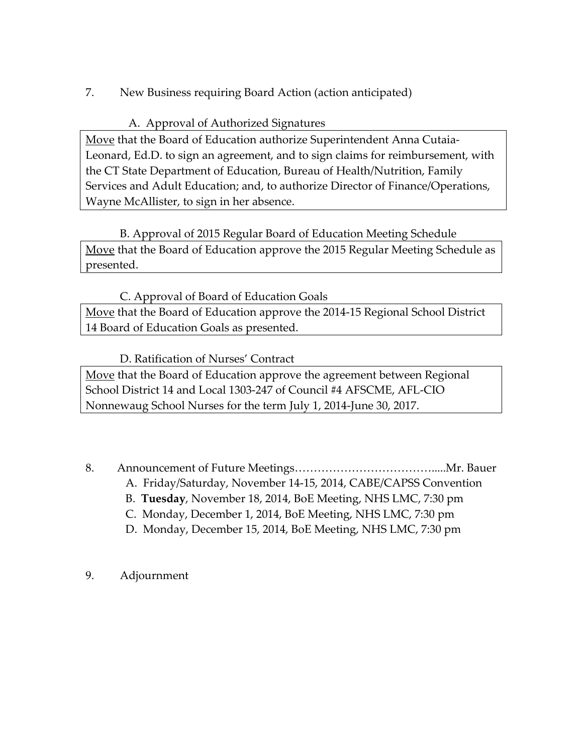7. New Business requiring Board Action (action anticipated)

A. Approval of Authorized Signatures

<u>Move</u> that the Board of Education authorize Superintendent Anna Cutaia-Leonard, Ed.D. to sign an agreement, and to sign claims for reimbursement, with the CT State Department of Education, Bureau of Health/Nutrition, Family Services and Adult Education; and, to authorize Director of Finance/Operations, Wayne McAllister, to sign in her absence.

B. Approval of 2015 Regular Board of Education Meeting Schedule

<u>Move</u> that the Board of Education approve the 2015 Regular Meeting Schedule as presented.

C. Approval of Board of Education Goals

<u>Move</u> that the Board of Education approve the 2014-15 Regional School District 14 Board of Education Goals as presented.

D. Ratification of Nurses' Contract

<u>Move</u> that the Board of Education approve the agreement between Regional School District 14 and Local 1303-247 of Council #4 AFSCME, AFL-CIO Nonnewaug School Nurses for the term July 1, 2014-June 30, 2017.

8. Announcement of Future Meetings…………………………………......Mr. Bauer

   A. Friday/Saturday, November 14-15, 2014, CABE/CAPSS Convention
   B. **Tuesday**, November 18, 2014, BoE Meeting, NHS LMC, 7:30 pm
   C. Monday, December 1, 2014, BoE Meeting, NHS LMC, 7:30 pm
   D. Monday, December 15, 2014, BoE Meeting, NHS LMC, 7:30 pm

9. Adjournment